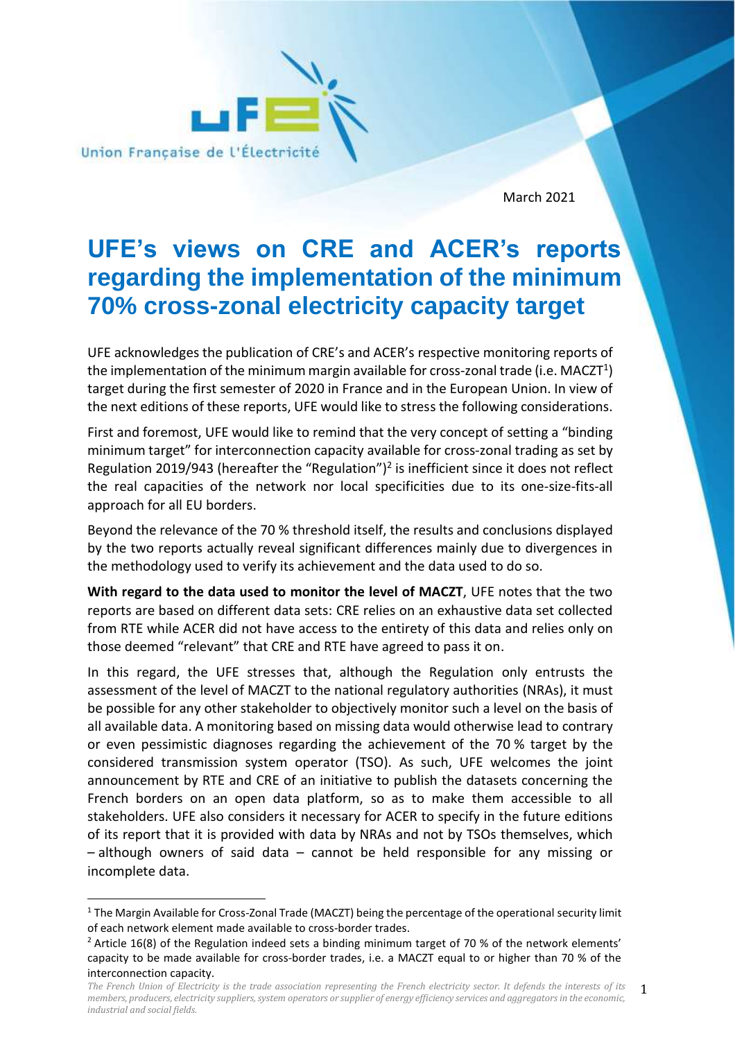Union Française de L'Électricité

March 2021

# UFE's views on CRE and ACER's reports regarding the implementation of the minimum 70% cross-zonal electricity capacity target

UFE acknowledges the publication of CRE's and ACER's respective monitoring reports of the implementation of the minimum margin available for cross-zonal trade (i.e. MACZT[1]) target during the first semester of 2020 in France and in the European Union. In view of the next editions of these reports, UFE would like to stress the following considerations.

First and foremost, UFE would like to remind that the very concept of setting a "binding minimum target" for interconnection capacity available for cross-zonal trading as set by Regulation 2019/943 (hereafter the "Regulation")[2] is inefficient since it does not reflect the real capacities of the network nor local specificities due to its one-size-fits-all approach for all EU borders.

Beyond the relevance of the 70 % threshold itself, the results and conclusions displayed by the two reports actually reveal significant differences mainly due to divergences in the methodology used to verify its achievement and the data used to do so.

**With regard to the data used to monitor the level of MACZT**, UFE notes that the two reports are based on different data sets: CRE relies on an exhaustive data set collected from RTE while ACER did not have access to the entirety of this data and relies only on those deemed "relevant" that CRE and RTE have agreed to pass it on.

In this regard, the UFE stresses that, although the Regulation only entrusts the assessment of the level of MACZT to the national regulatory authorities (NRAs), it must be possible for any other stakeholder to objectively monitor such a level on the basis of all available data. A monitoring based on missing data would otherwise lead to contrary or even pessimistic diagnoses regarding the achievement of the 70 % target by the considered transmission system operator (TSO). As such, UFE welcomes the joint announcement by RTE and CRE of an initiative to publish the datasets concerning the French borders on an open data platform, so as to make them accessible to all stakeholders. UFE also considers it necessary for ACER to specify in the future editions of its report that it is provided with data by NRAs and not by TSOs themselves, which – although owners of said data – cannot be held responsible for any missing or incomplete data.

---

[1] The Margin Available for Cross-Zonal Trade (MACZT) being the percentage of the operational security limit of each network element made available to cross-border trades.

[2] Article 16(8) of the Regulation indeed sets a binding minimum target of 70 % of the network elements' capacity to be made available for cross-border trades, i.e. a MACZT equal to or higher than 70 % of the interconnection capacity.

*The French Union of Electricity is the trade association representing the French electricity sector. It defends the interests of its members, producers, electricity suppliers, system operators or supplier of energy efficiency services and aggregators in the economic, industrial and social fields.*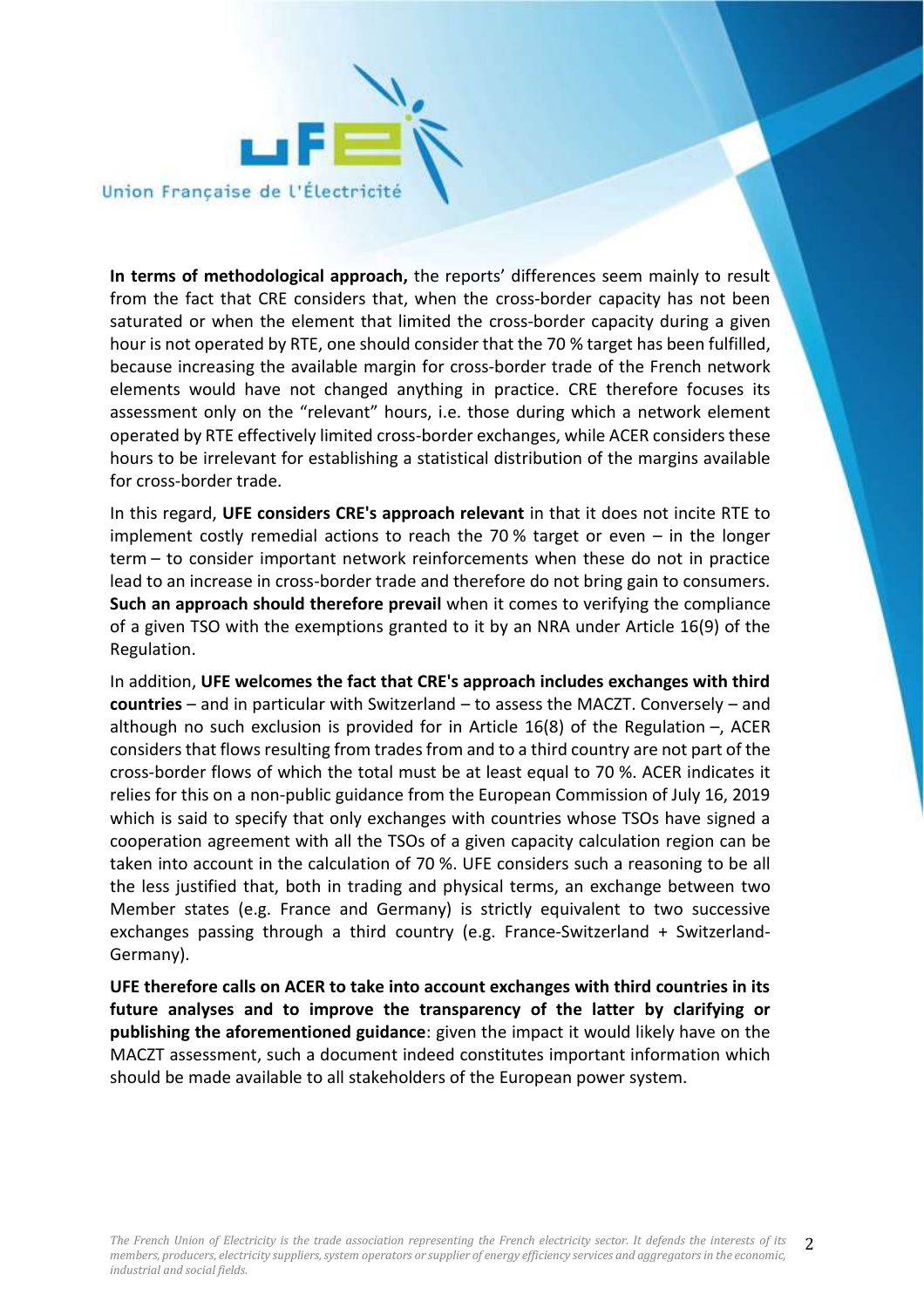**In terms of methodological approach,** the reports' differences seem mainly to result from the fact that CRE considers that, when the cross-border capacity has not been saturated or when the element that limited the cross-border capacity during a given hour is not operated by RTE, one should consider that the 70 % target has been fulfilled, because increasing the available margin for cross-border trade of the French network elements would have not changed anything in practice. CRE therefore focuses its assessment only on the "relevant" hours, i.e. those during which a network element operated by RTE effectively limited cross-border exchanges, while ACER considers these hours to be irrelevant for establishing a statistical distribution of the margins available for cross-border trade.

In this regard, **UFE considers CRE's approach relevant** in that it does not incite RTE to implement costly remedial actions to reach the 70 % target or even – in the longer term – to consider important network reinforcements when these do not in practice lead to an increase in cross-border trade and therefore do not bring gain to consumers. **Such an approach should therefore prevail** when it comes to verifying the compliance of a given TSO with the exemptions granted to it by an NRA under Article 16(9) of the Regulation.

In addition, **UFE welcomes the fact that CRE's approach includes exchanges with third countries** – and in particular with Switzerland – to assess the MACZT. Conversely – and although no such exclusion is provided for in Article 16(8) of the Regulation –, ACER considers that flows resulting from trades from and to a third country are not part of the cross-border flows of which the total must be at least equal to 70 %. ACER indicates it relies for this on a non-public guidance from the European Commission of July 16, 2019 which is said to specify that only exchanges with countries whose TSOs have signed a cooperation agreement with all the TSOs of a given capacity calculation region can be taken into account in the calculation of 70 %. UFE considers such a reasoning to be all the less justified that, both in trading and physical terms, an exchange between two Member states (e.g. France and Germany) is strictly equivalent to two successive exchanges passing through a third country (e.g. France-Switzerland + Switzerland-Germany).

**UFE therefore calls on ACER to take into account exchanges with third countries in its future analyses and to improve the transparency of the latter by clarifying or publishing the aforementioned guidance**: given the impact it would likely have on the MACZT assessment, such a document indeed constitutes important information which should be made available to all stakeholders of the European power system.